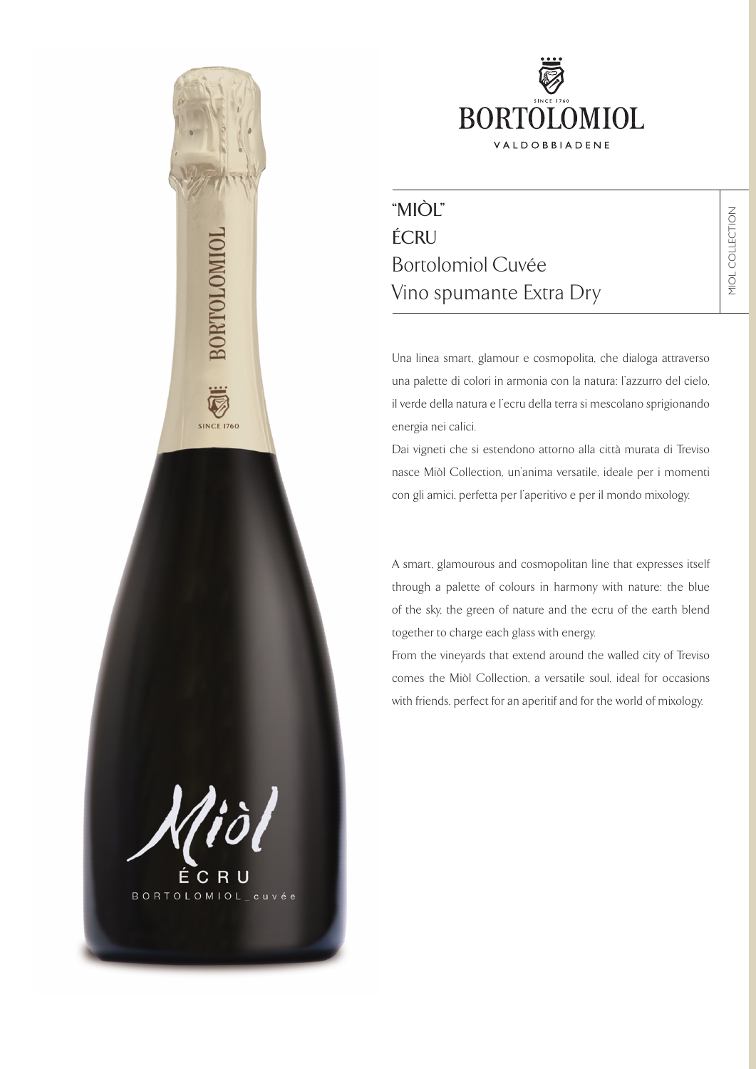BORTOLOMIOL

SINCE 1760

VALDOBBIADENE

# "MIÒL"
# ÉCRU
## Bortolomiol Cuvée
## Vino spumante Extra Dry

MIOL COLLECTION

Una linea smart, glamour e cosmopolita, che dialoga attraverso una palette di colori in armonia con la natura: l'azzurro del cielo, il verde della natura e l'ecru della terra si mescolano sprigionando energia nei calici.

Dai vigneti che si estendono attorno alla città murata di Treviso nasce Miòl Collection, un'anima versatile, ideale per i momenti con gli amici, perfetta per l'aperitivo e per il mondo mixology.

A smart, glamourous and cosmopolitan line that expresses itself through a palette of colours in harmony with nature: the blue of the sky, the green of nature and the ecru of the earth blend together to charge each glass with energy.

From the vineyards that extend around the walled city of Treviso comes the Miòl Collection, a versatile soul, ideal for occasions with friends, perfect for an aperitif and for the world of mixology.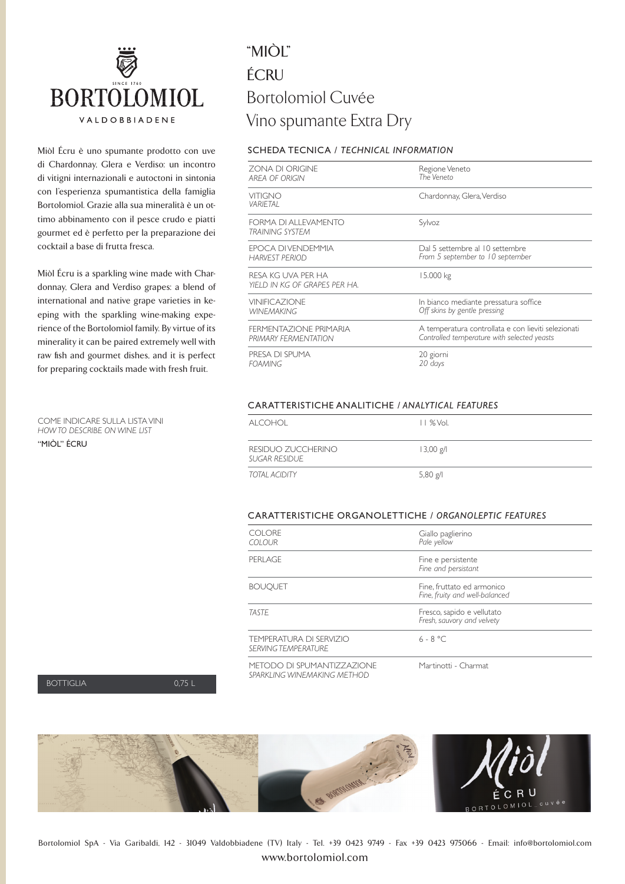BORTOLOMIOL
SINCE 1760
VALDOBBIADENE

# "MIÒL"
# ÉCRU
## Bortolomiol Cuvée
## Vino spumante Extra Dry

Miòl Écru è uno spumante prodotto con uve di Chardonnay, Glera e Verdiso: un incontro di vitigni internazionali e autoctoni in sintonia con l'esperienza spumantistica della famiglia Bortolomiol. Grazie alla sua mineralità è un ottimo abbinamento con il pesce crudo e piatti gourmet ed è perfetto per la preparazione dei cocktail a base di frutta fresca.

Miòl Écru is a sparkling wine made with Chardonnay, Glera and Verdiso grapes: a blend of international and native grape varieties in keeping with the sparkling wine-making experience of the Bortolomiol family. By virtue of its minerality it can be paired extremely well with raw fish and gourmet dishes, and it is perfect for preparing cocktails made with fresh fruit.

COME INDICARE SULLA LISTA VINI
*HOW TO DESCRIBE ON WINE LIST*
"MIÒL" ÉCRU

### SCHEDA TECNICA / *TECHNICAL INFORMATION*

| | |
|---|---|
| ZONA DI ORIGINE<br>*AREA OF ORIGIN* | Regione Veneto<br>*The Veneto* |
| VITIGNO<br>*VARIETAL* | Chardonnay, Glera, Verdiso |
| FORMA DI ALLEVAMENTO<br>*TRAINING SYSTEM* | Sylvoz |
| EPOCA DI VENDEMMIA<br>*HARVEST PERIOD* | Dal 5 settembre al 10 settembre<br>*From 5 september to 10 september* |
| RESA KG UVA PER HA<br>*YIELD IN KG OF GRAPES PER HA.* | 15.000 kg |
| VINIFICAZIONE<br>*WINEMAKING* | In bianco mediante pressatura soffice<br>*Off skins by gentle pressing* |
| FERMENTAZIONE PRIMARIA<br>*PRIMARY FERMENTATION* | A temperatura controllata e con lieviti selezionati<br>*Controlled temperature with selected yeasts* |
| PRESA DI SPUMA<br>*FOAMING* | 20 giorni<br>*20 days* |

### CARATTERISTICHE ANALITICHE / *ANALYTICAL FEATURES*

| | |
|---|---|
| ALCOHOL | 11 % Vol. |
| RESIDUO ZUCCHERINO<br>*SUGAR RESIDUE* | 13,00 g/l |
| *TOTAL ACIDITY* | 5,80 g/l |

### CARATTERISTICHE ORGANOLETTICHE / *ORGANOLEPTIC FEATURES*

| | |
|---|---|
| COLORE<br>*COLOUR* | Giallo paglierino<br>*Pale yellow* |
| PERLAGE | Fine e persistente<br>*Fine and persistant* |
| BOUQUET | Fine, fruttato ed armonico<br>*Fine, fruity and well-balanced* |
| *TASTE* | Fresco, sapido e vellutato<br>*Fresh, savoury and velvety* |
| TEMPERATURA DI SERVIZIO<br>*SERVING TEMPERATURE* | 6 - 8 °C |
| METODO DI SPUMANTIZZAZIONE<br>*SPARKLING WINEMAKING METHOD* | Martinotti - Charmat |

| | |
|---|---|
| BOTTIGLIA | 0,75 L |

Bortolomiol SpA - Via Garibaldi, 142 - 31049 Valdobbiadene (TV) Italy - Tel. +39 0423 9749 - Fax +39 0423 975066 - Email: info@bortolomiol.com
www.bortolomiol.com